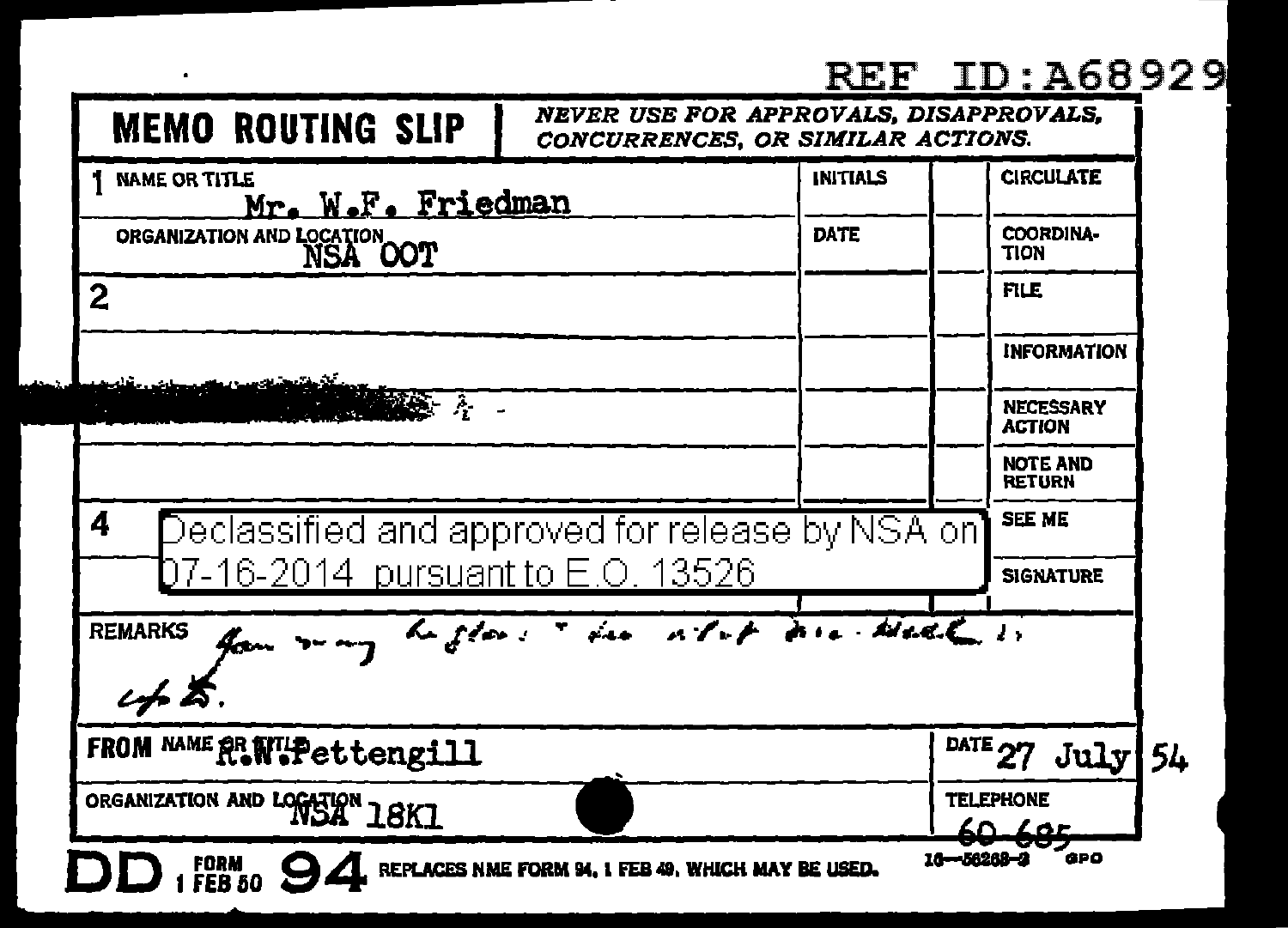REF ID:A68929

| **MEMO ROUTING SLIP** | *NEVER USE FOR APPROVALS, DISAPPROVALS, CONCURRENCES, OR SIMILAR ACTIONS.* | | |
|---|---|---|---|
| 1 NAME OR TITLE Mr. W.F. Friedman | INITIALS | | CIRCULATE |
| ORGANIZATION AND LOCATION NSA OOT | DATE | | COORDINATION |
| 2 | | | FILE |
| | | | INFORMATION |
| | | | NECESSARY ACTION |
| | | | NOTE AND RETURN |
| 4 Declassified and approved for release by NSA on 07-16-2014 pursuant to E.O. 13526 | | | SEE ME |
| | | | SIGNATURE |

REMARKS You may be glad to see what this ... is up to.

| FROM NAME OR TITLE R.W. Pettengill | DATE 27 July 54 |
|---|---|
| ORGANIZATION AND LOCATION NSA 18K1 | TELEPHONE ~~60-685~~ |

DD FORM 1 FEB 50 94 REPLACES NME FORM 94, 1 FEB 49, WHICH MAY BE USED. 16—56268-2 GPO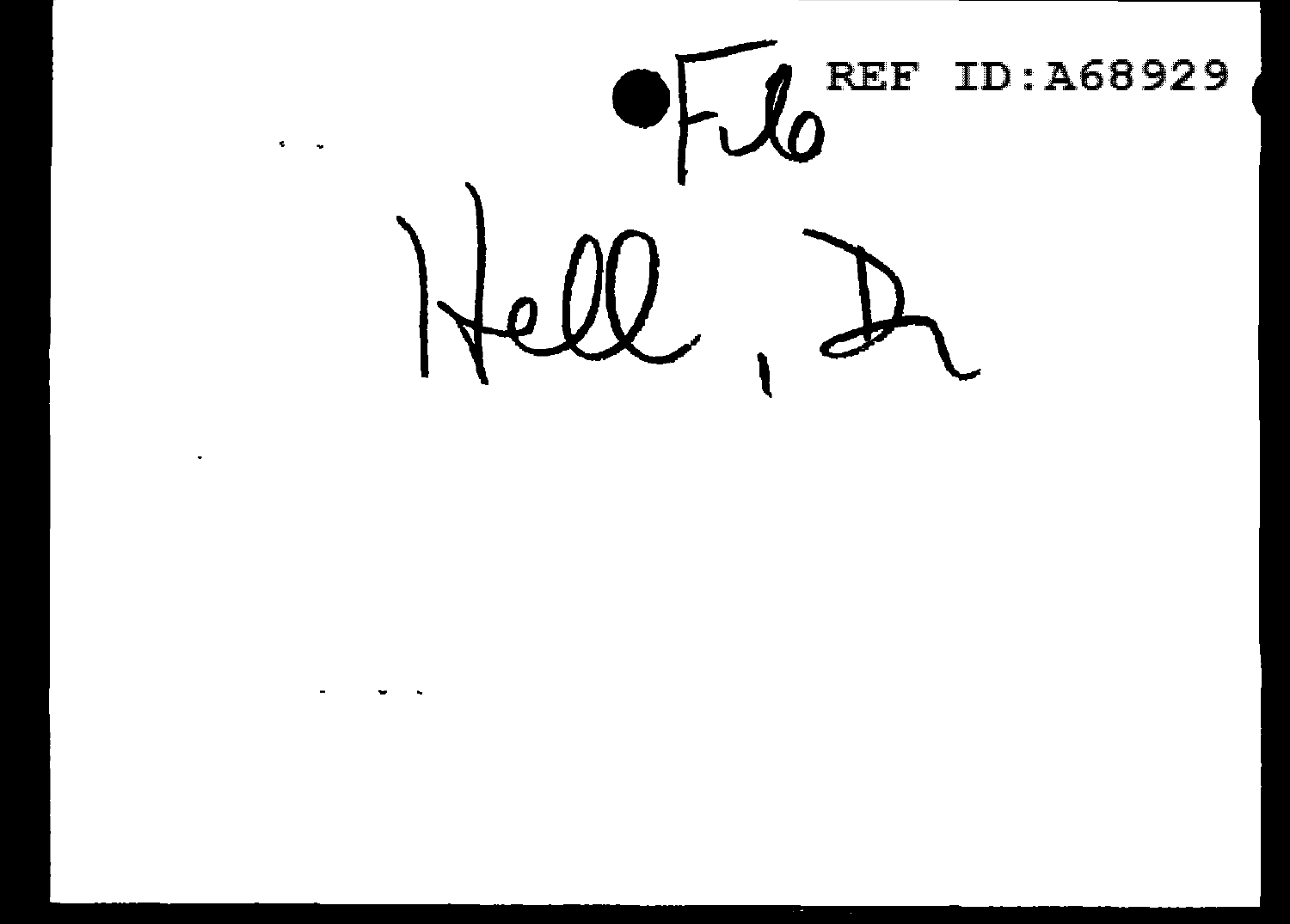File

REF ID:A68929

Hell, Dr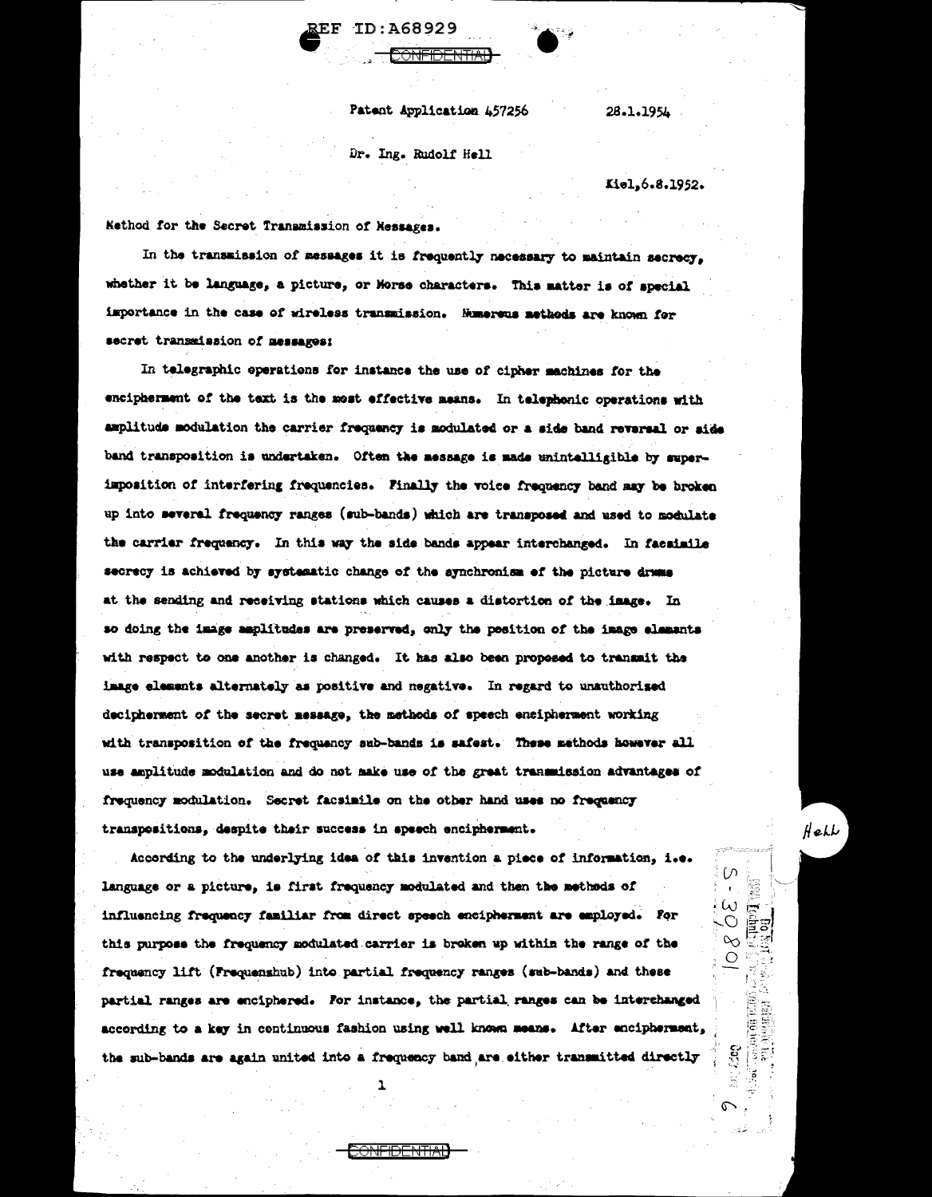REF ID:A68929

CONFIDENTIAL

Patent Application 457256 28.1.1954

Dr. Ing. Rudolf Hell

Kiel,6.8.1952.

Method for the Secret Transmission of Messages.

In the transmission of messages it is frequently necessary to maintain secrecy, whether it be language, a picture, or Morse characters. This matter is of special importance in the case of wireless transmission. Numerous methods are known for secret transmission of messages:

In telegraphic operations for instance the use of cipher machines for the encipherment of the text is the most effective means. In telephonic operations with amplitude modulation the carrier frequency is modulated or a side band reversal or side band transposition is undertaken. Often the message is made unintelligible by superimposition of interfering frequencies. Finally the voice frequency band may be broken up into several frequency ranges (sub-bands) which are transposed and used to modulate the carrier frequency. In this way the side bands appear interchanged. In facsimile secrecy is achieved by systematic change of the synchronism of the picture drums at the sending and receiving stations which causes a distortion of the image. In so doing the image amplitudes are preserved, only the position of the image elements with respect to one another is changed. It has also been proposed to transmit the image elements alternately as positive and negative. In regard to unauthorized decipherment of the secret message, the methods of speech encipherment working with transposition of the frequency sub-bands is safest. These methods however all use amplitude modulation and do not make use of the great transmission advantages of frequency modulation. Secret facsimile on the other hand uses no frequency transpositions, despite their success in speech encipherment.

According to the underlying idea of this invention a piece of information, i.e. language or a picture, is first frequency modulated and then the methods of influencing frequency familiar from direct speech encipherment are employed. For this purpose the frequency modulated carrier is broken up within the range of the frequency lift (Frequenzhub) into partial frequency ranges (sub-bands) and these partial ranges are enciphered. For instance, the partial ranges can be interchanged according to a key in continuous fashion using well known means. After encipherment, the sub-bands are again united into a frequency band are either transmitted directly

CONFIDENTIAL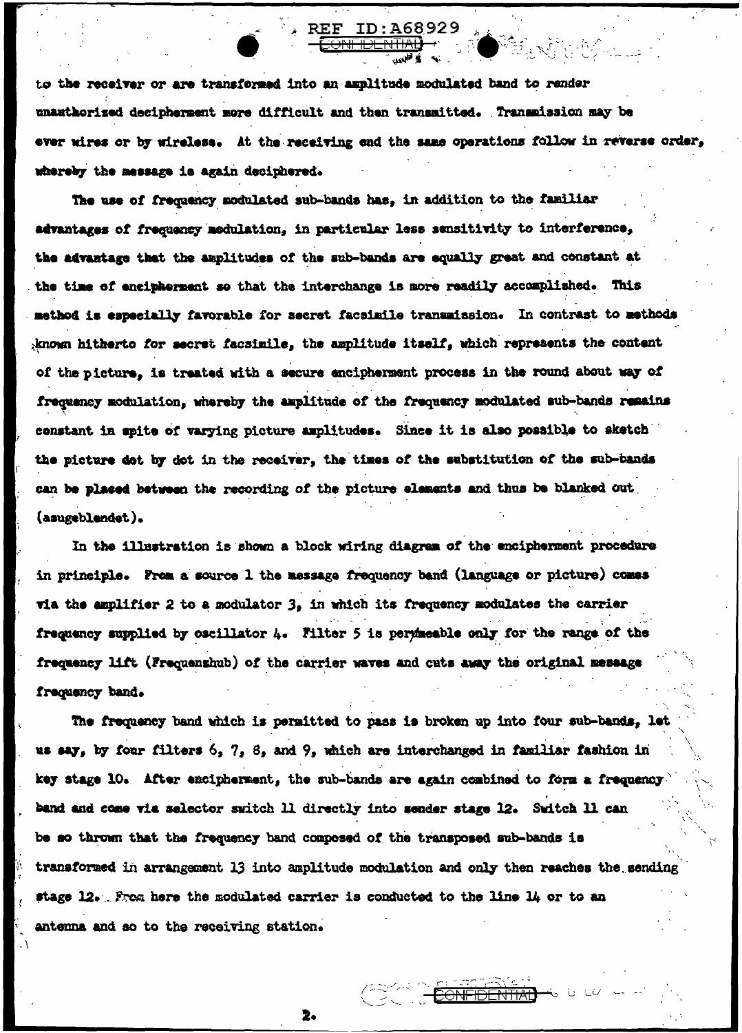to the receiver or are transformed into an amplitude modulated band to render unauthorized decipherment more difficult and then transmitted. Transmission may be over wires or by wireless. At the receiving end the same operations follow in reverse order, whereby the message is again deciphered.

The use of frequency modulated sub-bands has, in addition to the familiar advantages of frequency modulation, in particular less sensitivity to interference, the advantage that the amplitudes of the sub-bands are equally great and constant at the time of encipherment so that the interchange is more readily accomplished. This method is especially favorable for secret facsimile transmission. In contrast to methods known hitherto for secret facsimile, the amplitude itself, which represents the content of the picture, is treated with a secure encipherment process in the round about way of frequency modulation, whereby the amplitude of the frequency modulated sub-bands remains constant in spite of varying picture amplitudes. Since it is also possible to sketch the picture dot by dot in the receiver, the times of the substitution of the sub-bands can be placed between the recording of the picture elements and thus be blanked out (ausgeblendet).

In the illustration is shown a block wiring diagram of the encipherment procedure in principle. From a source 1 the message frequency band (language or picture) comes via the amplifier 2 to a modulator 3, in which its frequency modulates the carrier frequency supplied by oscillator 4. Filter 5 is permeable only for the range of the frequency lift (Frequenzhub) of the carrier waves and cuts away the original message frequency band.

The frequency band which is permitted to pass is broken up into four sub-bands, let us say, by four filters 6, 7, 8, and 9, which are interchanged in familiar fashion in key stage 10. After encipherment, the sub-bands are again combined to form a frequency band and come via selector switch 11 directly into sender stage 12. Switch 11 can be so thrown that the frequency band composed of the transposed sub-bands is transformed in arrangement 13 into amplitude modulation and only then reaches the sending stage 12. From here the modulated carrier is conducted to the line 14 or to an antenna and so to the receiving station.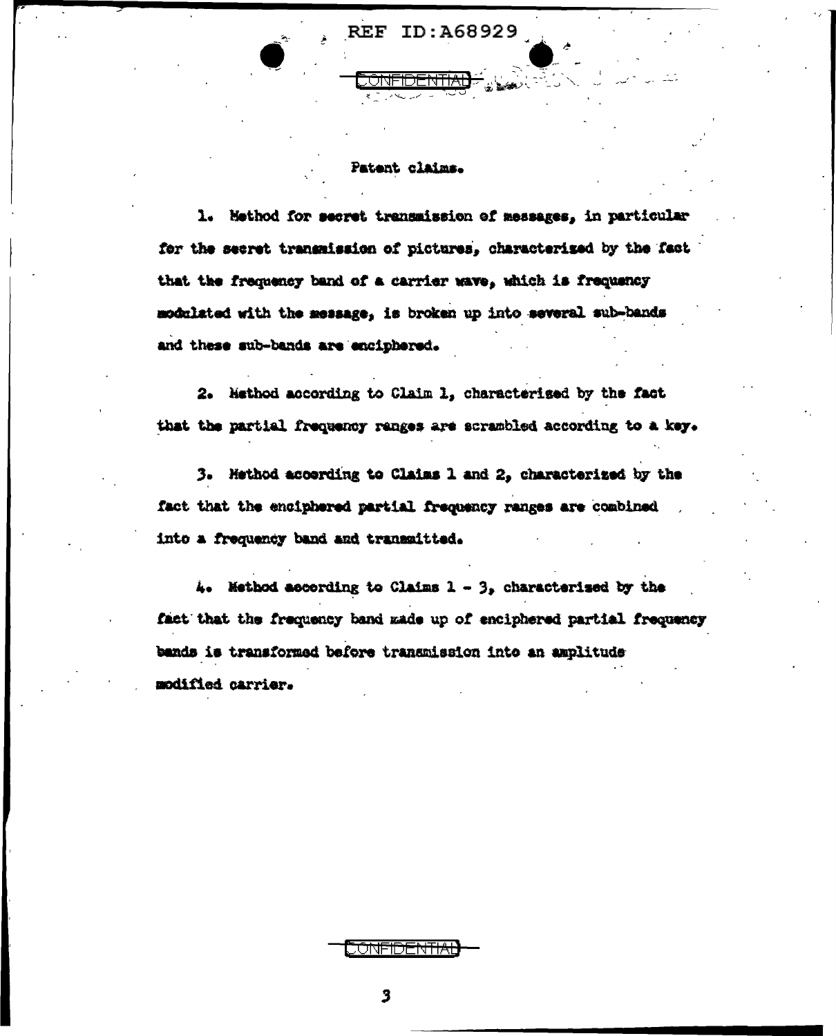Patent claims.

1. Method for secret transmission of messages, in particular for the secret transmission of pictures, characterized by the fact that the frequency band of a carrier wave, which is frequency modulated with the message, is broken up into several sub-bands and these sub-bands are enciphered.

2. Method according to Claim 1, characterised by the fact that the partial frequency ranges are scrambled according to a key.

3. Method according to Claims 1 and 2, characterized by the fact that the enciphered partial frequency ranges are combined into a frequency band and transmitted.

4. Method according to Claims 1 - 3, characterised by the fact that the frequency band made up of enciphered partial frequency bands is transformed before transmission into an amplitude modified carrier.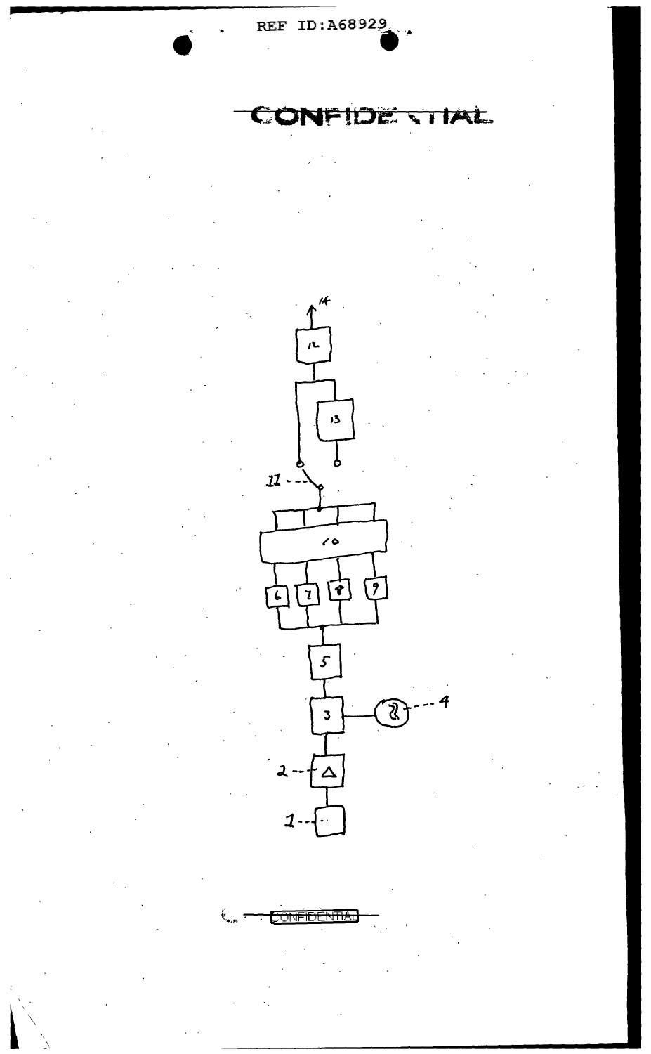CONFIDENTIAL

14

12

13

11

10

6 7 8 9

5

3

4

2

1

CONFIDENTIAL